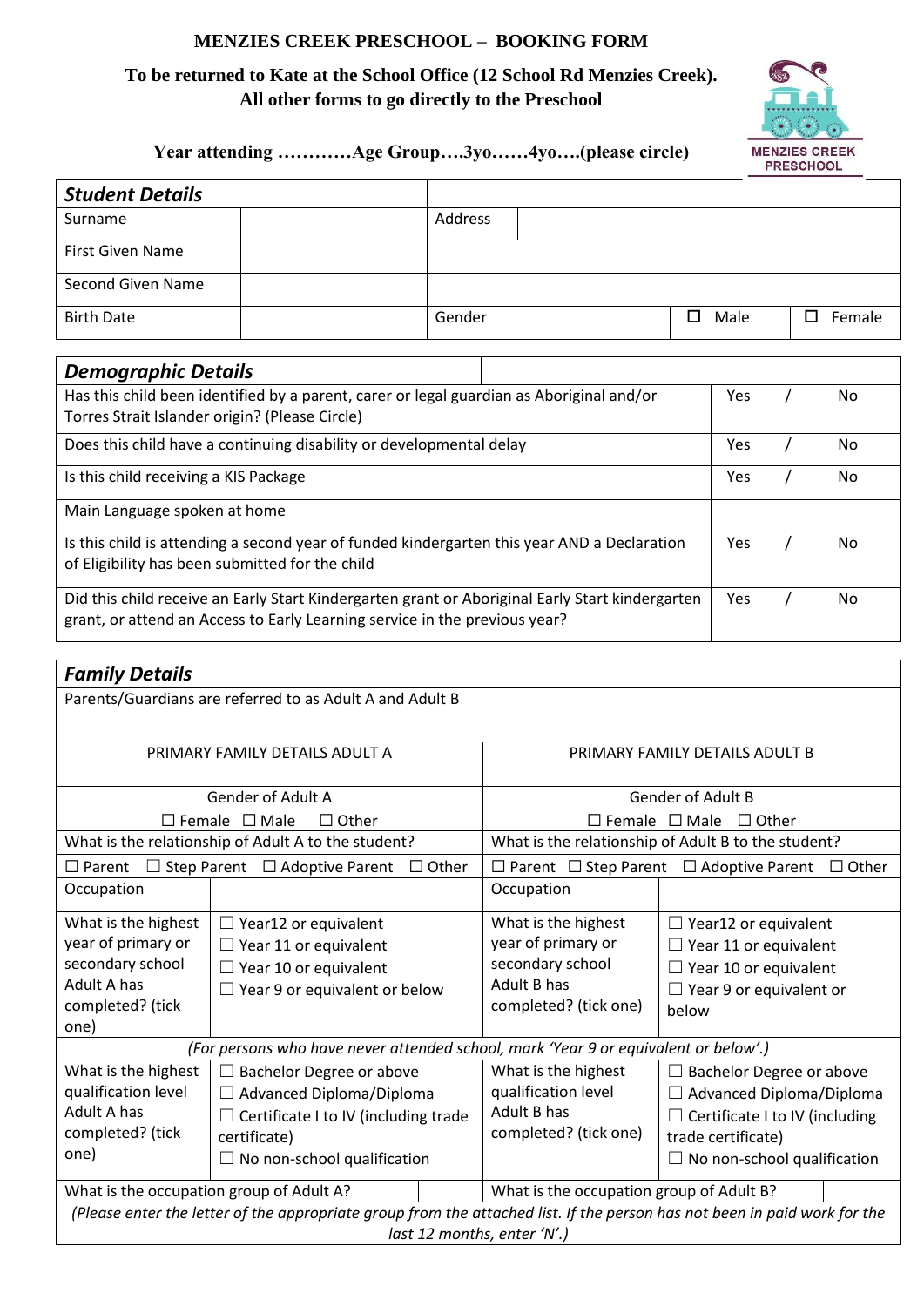# MENZIES CREEK PRESCHOOL – BOOKING FORM

**To be returned to Kate at the School Office (12 School Rd Menzies Creek).**
**All other forms to go directly to the Preschool**

MENZIES CREEK PRESCHOOL

**Year attending …………Age Group….3yo……4yo….(please circle)**

| ***Student Details*** | | | | | |
|---|---|---|---|---|---|
| Surname | | Address | | | |
| First Given Name | | | | | |
| Second Given Name | | | | | |
| Birth Date | | Gender | | ☐ Male | ☐ Female |

| ***Demographic Details*** | |
|---|---|
| Has this child been identified by a parent, carer or legal guardian as Aboriginal and/or Torres Strait Islander origin? (Please Circle) | Yes / No |
| Does this child have a continuing disability or developmental delay | Yes / No |
| Is this child receiving a KIS Package | Yes / No |
| Main Language spoken at home | |
| Is this child is attending a second year of funded kindergarten this year AND a Declaration of Eligibility has been submitted for the child | Yes / No |
| Did this child receive an Early Start Kindergarten grant or Aboriginal Early Start kindergarten grant, or attend an Access to Early Learning service in the previous year? | Yes / No |

| ***Family Details*** | | | |
|---|---|---|---|
| Parents/Guardians are referred to as Adult A and Adult B | | | |
| PRIMARY FAMILY DETAILS ADULT A | | PRIMARY FAMILY DETAILS ADULT B | |
| Gender of Adult A<br>☐ Female ☐ Male ☐ Other | | Gender of Adult B<br>☐ Female ☐ Male ☐ Other | |
| What is the relationship of Adult A to the student? | | What is the relationship of Adult B to the student? | |
| ☐ Parent ☐ Step Parent ☐ Adoptive Parent ☐ Other | | ☐ Parent ☐ Step Parent ☐ Adoptive Parent ☐ Other | |
| Occupation | | Occupation | |
| What is the highest year of primary or secondary school Adult A has completed? (tick one) | ☐ Year12 or equivalent<br>☐ Year 11 or equivalent<br>☐ Year 10 or equivalent<br>☐ Year 9 or equivalent or below | What is the highest year of primary or secondary school Adult B has completed? (tick one) | ☐ Year12 or equivalent<br>☐ Year 11 or equivalent<br>☐ Year 10 or equivalent<br>☐ Year 9 or equivalent or below |
| *(For persons who have never attended school, mark 'Year 9 or equivalent or below'.)* | | | |
| What is the highest qualification level Adult A has completed? (tick one) | ☐ Bachelor Degree or above<br>☐ Advanced Diploma/Diploma<br>☐ Certificate I to IV (including trade certificate)<br>☐ No non-school qualification | What is the highest qualification level Adult B has completed? (tick one) | ☐ Bachelor Degree or above<br>☐ Advanced Diploma/Diploma<br>☐ Certificate I to IV (including trade certificate)<br>☐ No non-school qualification |
| What is the occupation group of Adult A? | | What is the occupation group of Adult B? | |
| *(Please enter the letter of the appropriate group from the attached list. If the person has not been in paid work for the last 12 months, enter 'N'.)* | | | |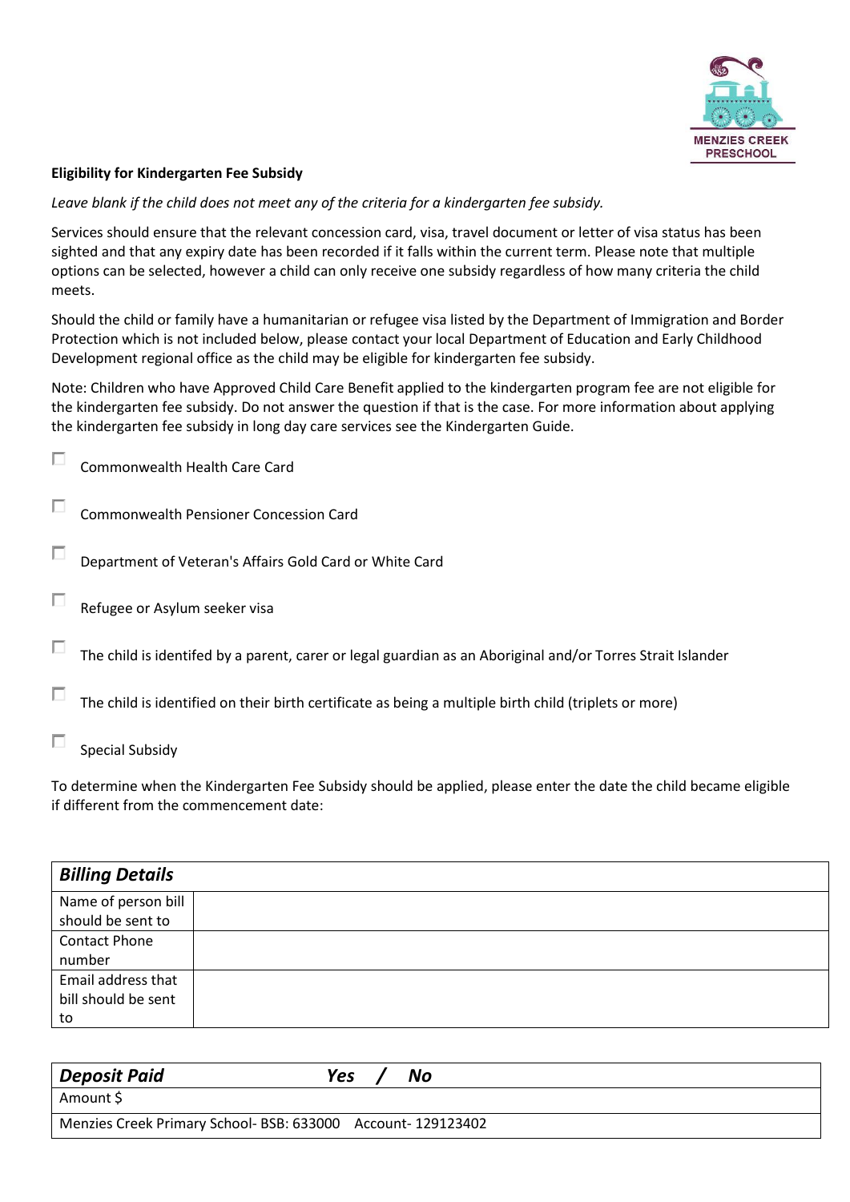**Eligibility for Kindergarten Fee Subsidy**

*Leave blank if the child does not meet any of the criteria for a kindergarten fee subsidy.*

Services should ensure that the relevant concession card, visa, travel document or letter of visa status has been sighted and that any expiry date has been recorded if it falls within the current term. Please note that multiple options can be selected, however a child can only receive one subsidy regardless of how many criteria the child meets.

Should the child or family have a humanitarian or refugee visa listed by the Department of Immigration and Border Protection which is not included below, please contact your local Department of Education and Early Childhood Development regional office as the child may be eligible for kindergarten fee subsidy.

Note: Children who have Approved Child Care Benefit applied to the kindergarten program fee are not eligible for the kindergarten fee subsidy. Do not answer the question if that is the case. For more information about applying the kindergarten fee subsidy in long day care services see the Kindergarten Guide.

- ☐ Commonwealth Health Care Card
- ☐ Commonwealth Pensioner Concession Card
- ☐ Department of Veteran's Affairs Gold Card or White Card
- ☐ Refugee or Asylum seeker visa
- ☐ The child is identifed by a parent, carer or legal guardian as an Aboriginal and/or Torres Strait Islander
- ☐ The child is identified on their birth certificate as being a multiple birth child (triplets or more)
- ☐ Special Subsidy

To determine when the Kindergarten Fee Subsidy should be applied, please enter the date the child became eligible if different from the commencement date:

| ***Billing Details*** | |
|---|---|
| Name of person bill should be sent to | |
| Contact Phone number | |
| Email address that bill should be sent to | |

| ***Deposit Paid*** ***Yes / No*** |
|---|
| Amount $ |
| Menzies Creek Primary School- BSB: 633000 Account- 129123402 |